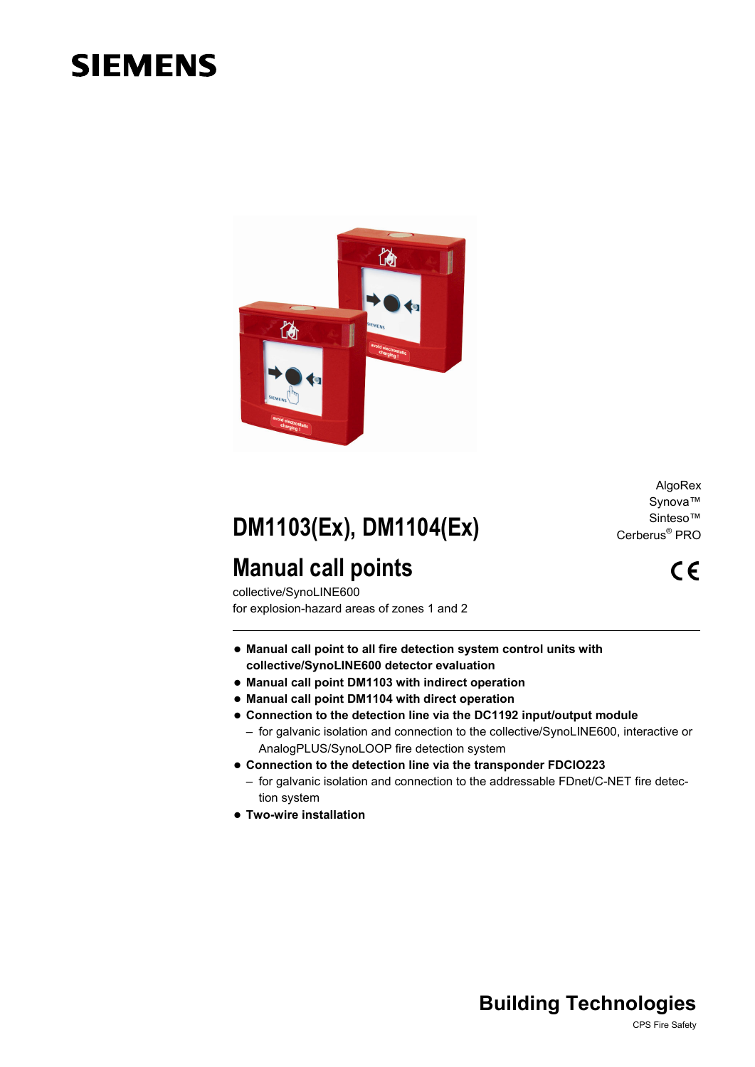SIEMENS

AlgoRex
Synova™
Sinteso™
Cerberus® PRO

# DM1103(Ex), DM1104(Ex)

# Manual call points

collective/SynoLINE600
for explosion-hazard areas of zones 1 and 2

CE

- **Manual call point to all fire detection system control units with collective/SynoLINE600 detector evaluation**
- **Manual call point DM1103 with indirect operation**
- **Manual call point DM1104 with direct operation**
- **Connection to the detection line via the DC1192 input/output module**
  - for galvanic isolation and connection to the collective/SynoLINE600, interactive or AnalogPLUS/SynoLOOP fire detection system
- **Connection to the detection line via the transponder FDCIO223**
  - for galvanic isolation and connection to the addressable FDnet/C-NET fire detection system
- **Two-wire installation**

**Building Technologies**

CPS Fire Safety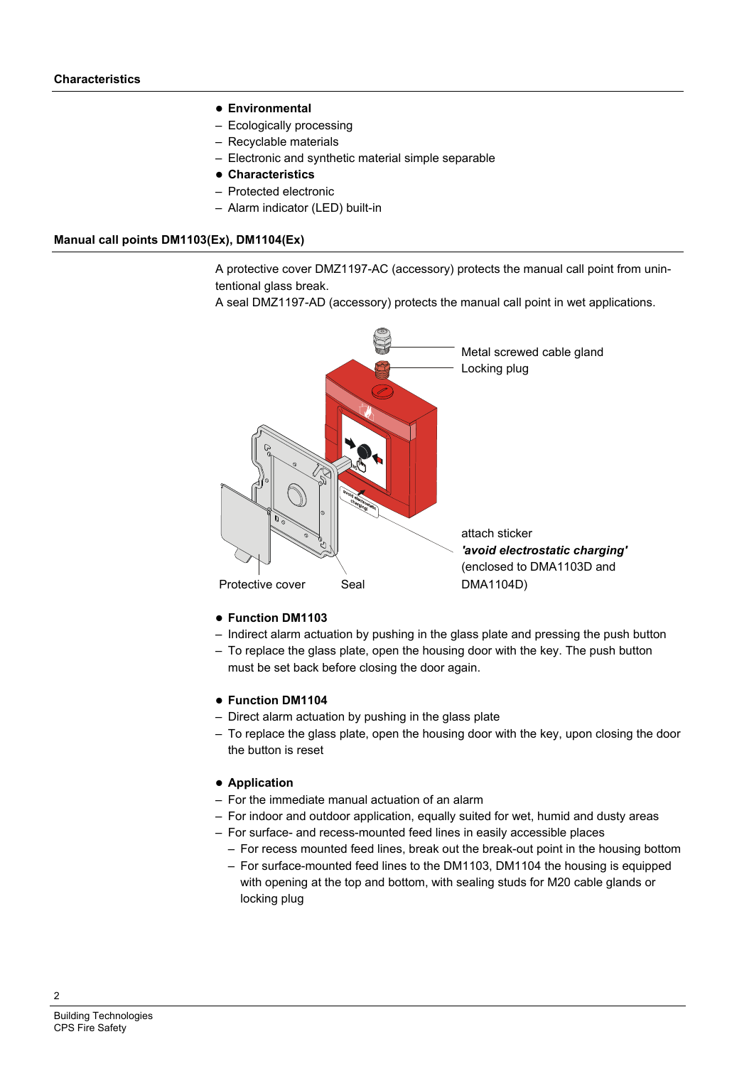## Characteristics

- **Environmental**
  - Ecologically processing
  - Recyclable materials
  - Electronic and synthetic material simple separable
- **Characteristics**
  - Protected electronic
  - Alarm indicator (LED) built-in

## Manual call points DM1103(Ex), DM1104(Ex)

A protective cover DMZ1197-AC (accessory) protects the manual call point from unintentional glass break.
A seal DMZ1197-AD (accessory) protects the manual call point in wet applications.

Metal screwed cable gland

Locking plug

attach sticker
***'avoid electrostatic charging'***
(enclosed to DMA1103D and DMA1104D)

Protective cover

Seal

- **Function DM1103**
  - Indirect alarm actuation by pushing in the glass plate and pressing the push button
  - To replace the glass plate, open the housing door with the key. The push button must be set back before closing the door again.

- **Function DM1104**
  - Direct alarm actuation by pushing in the glass plate
  - To replace the glass plate, open the housing door with the key, upon closing the door the button is reset

- **Application**
  - For the immediate manual actuation of an alarm
  - For indoor and outdoor application, equally suited for wet, humid and dusty areas
  - For surface- and recess-mounted feed lines in easily accessible places
    - For recess mounted feed lines, break out the break-out point in the housing bottom
    - For surface-mounted feed lines to the DM1103, DM1104 the housing is equipped with opening at the top and bottom, with sealing studs for M20 cable glands or locking plug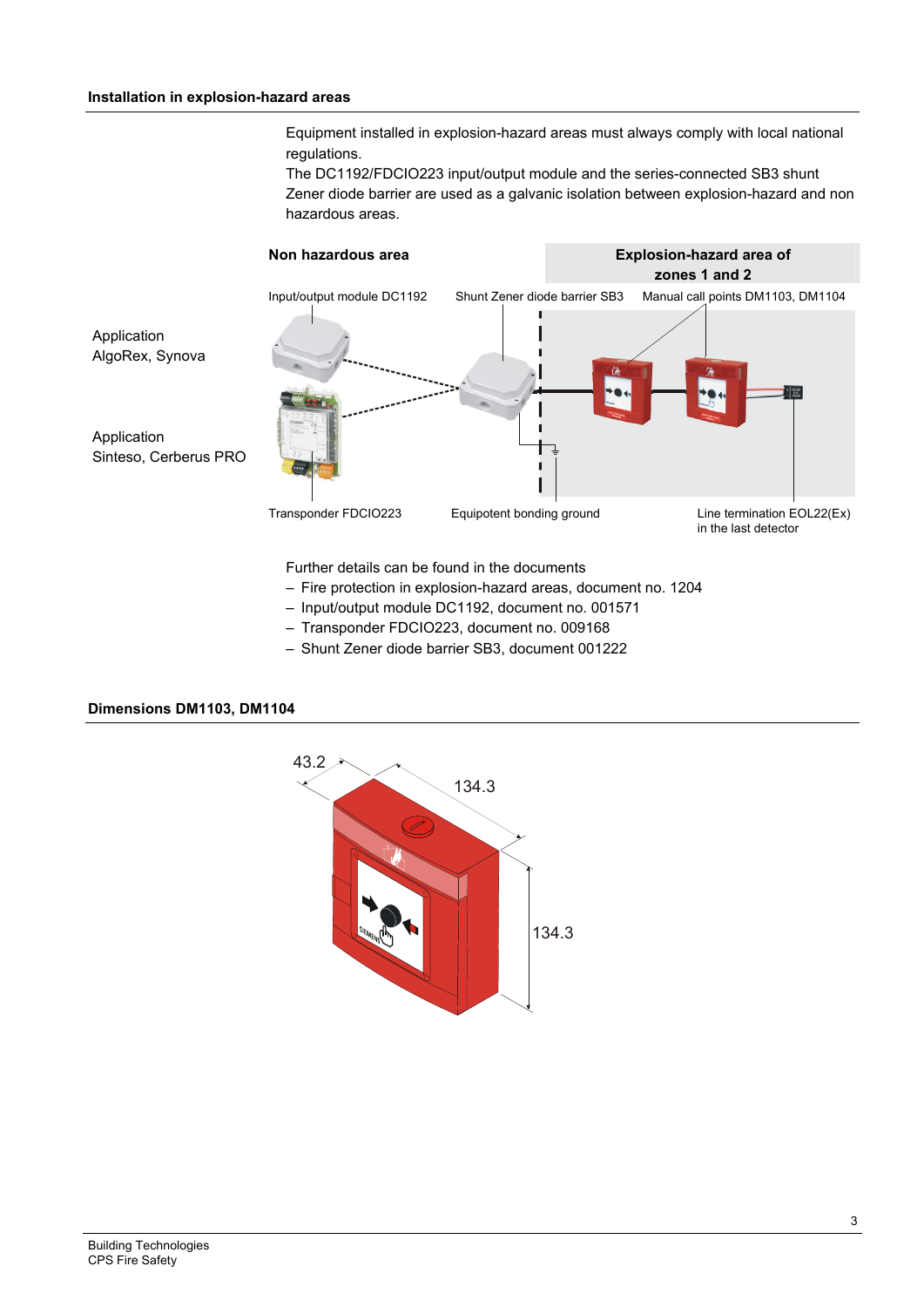## Installation in explosion-hazard areas

Equipment installed in explosion-hazard areas must always comply with local national regulations.
The DC1192/FDCIO223 input/output module and the series-connected SB3 shunt Zener diode barrier are used as a galvanic isolation between explosion-hazard and non hazardous areas.

**Non hazardous area** | **Explosion-hazard area of zones 1 and 2**

Input/output module DC1192 | Shunt Zener diode barrier SB3 | Manual call points DM1103, DM1104

Application AlgoRex, Synova

Application Sinteso, Cerberus PRO

Transponder FDCIO223 | Equipotent bonding ground | Line termination EOL22(Ex) in the last detector

Further details can be found in the documents

- Fire protection in explosion-hazard areas, document no. 1204
- Input/output module DC1192, document no. 001571
- Transponder FDCIO223, document no. 009168
- Shunt Zener diode barrier SB3, document 001222

## Dimensions DM1103, DM1104

43.2

134.3

134.3

Building Technologies
CPS Fire Safety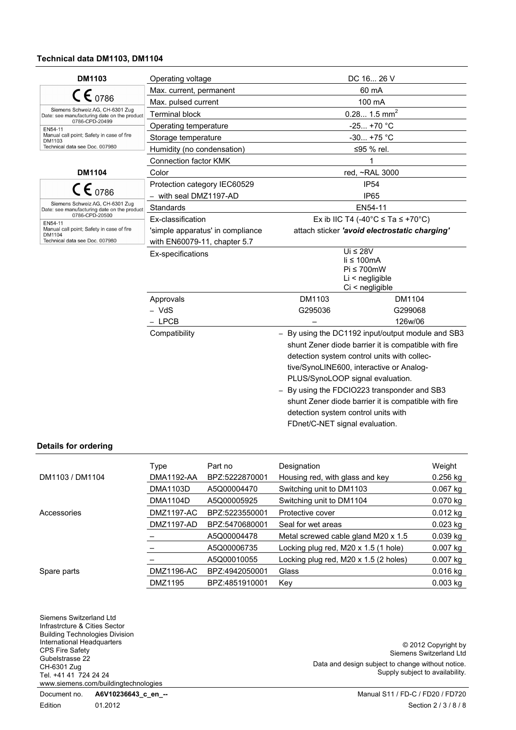## Technical data DM1103, DM1104

**DM1103**

CE 0786

Siemens Schweiz AG, CH-6301 Zug
Date: see manufacturing date on the product
0786-CPD-20499

EN54-11
Manual call point; Safety in case of fire
DM1103
Technical data see Doc. 007980

**DM1104**

CE 0786

Siemens Schweiz AG, CH-6301 Zug
Date: see manufacturing date on the product
0786-CPD-20500

EN54-11
Manual call point; Safety in case of fire
DM1104
Technical data see Doc. 007980

| | | |
|---|---|---|
| Operating voltage | DC 16... 26 V | |
| Max. current, permanent | 60 mA | |
| Max. pulsed current | 100 mA | |
| Terminal block | 0.28... 1.5 mm² | |
| Operating temperature | -25... +70 °C | |
| Storage temperature | -30... +75 °C | |
| Humidity (no condensation) | ≤95 % rel. | |
| Connection factor KMK | 1 | |
| Color | red, ~RAL 3000 | |
| Protection category IEC60529 | IP54 | |
| – with seal DMZ1197-AD | IP65 | |
| Standards | EN54-11 | |
| Ex-classification | Ex ib IIC T4 (-40°C ≤ Ta ≤ +70°C) | |
| 'simple apparatus' in compliance with EN60079-11, chapter 5.7 | attach sticker ***'avoid electrostatic charging'*** | |
| Ex-specifications | Ui ≤ 28V<br>Ii ≤ 100mA<br>Pi ≤ 700mW<br>Li < negligible<br>Ci < negligible | |
| Approvals | DM1103 | DM1104 |
| – VdS | G295036 | G299068 |
| – LPCB | – | 126w/06 |
| Compatibility | – By using the DC1192 input/output module and SB3 shunt Zener diode barrier it is compatible with fire detection system control units with collective/SynoLINE600, interactive or AnalogPLUS/SynoLOOP signal evaluation.<br>– By using the FDCIO223 transponder and SB3 shunt Zener diode barrier it is compatible with fire detection system control units with FDnet/C-NET signal evaluation. | |

## Details for ordering

| | Type | Part no | Designation | Weight |
|---|---|---|---|---|
| DM1103 / DM1104 | DMA1192-AA | BPZ:5222870001 | Housing red, with glass and key | 0.256 kg |
| | DMA1103D | A5Q00004470 | Switching unit to DM1103 | 0.067 kg |
| | DMA1104D | A5Q00005925 | Switching unit to DM1104 | 0.070 kg |
| Accessories | DMZ1197-AC | BPZ:5223550001 | Protective cover | 0.012 kg |
| | DMZ1197-AD | BPZ:5470680001 | Seal for wet areas | 0.023 kg |
| | – | A5Q00004478 | Metal screwed cable gland M20 x 1.5 | 0.039 kg |
| | – | A5Q00006735 | Locking plug red, M20 x 1.5 (1 hole) | 0.007 kg |
| | – | A5Q00010055 | Locking plug red, M20 x 1.5 (2 holes) | 0.007 kg |
| Spare parts | DMZ1196-AC | BPZ:4942050001 | Glass | 0.016 kg |
| | DMZ1195 | BPZ:4851910001 | Key | 0.003 kg |

Siemens Switzerland Ltd
Infrastrcture & Cities Sector
Building Technologies Division
International Headquarters
CPS Fire Safety
Gubelstrasse 22
CH-6301 Zug
Tel. +41 41 724 24 24
www.siemens.com/buildingtechnologies

© 2012 Copyright by
Siemens Switzerland Ltd

Data and design subject to change without notice.
Supply subject to availability.

Document no. **A6V10236643_c_en_--**
Edition 01.2012

Manual S11 / FD-C / FD20 / FD720
Section 2 / 3 / 8 / 8